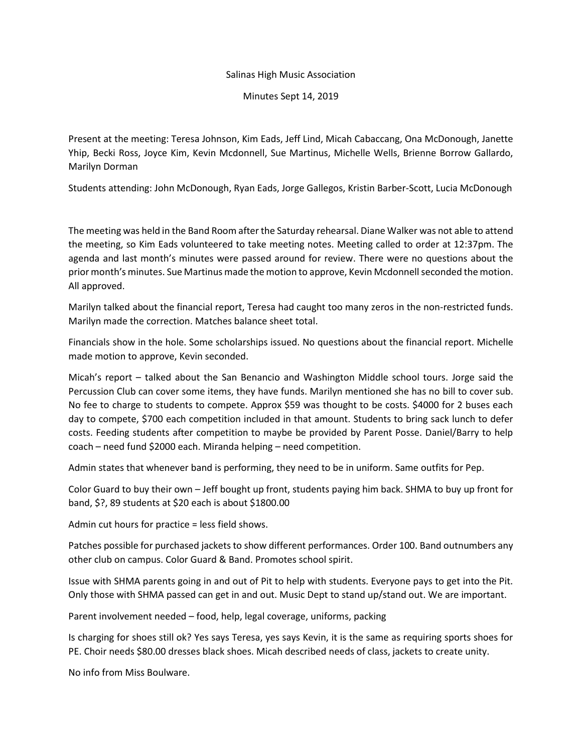Salinas High Music Association

Minutes Sept 14, 2019

Present at the meeting: Teresa Johnson, Kim Eads, Jeff Lind, Micah Cabaccang, Ona McDonough, Janette Yhip, Becki Ross, Joyce Kim, Kevin Mcdonnell, Sue Martinus, Michelle Wells, Brienne Borrow Gallardo, Marilyn Dorman

Students attending: John McDonough, Ryan Eads, Jorge Gallegos, Kristin Barber-Scott, Lucia McDonough

The meeting was held in the Band Room after the Saturday rehearsal. Diane Walker was not able to attend the meeting, so Kim Eads volunteered to take meeting notes. Meeting called to order at 12:37pm. The agenda and last month's minutes were passed around for review. There were no questions about the prior month's minutes. Sue Martinus made the motion to approve, Kevin Mcdonnell seconded the motion. All approved.

Marilyn talked about the financial report, Teresa had caught too many zeros in the non-restricted funds. Marilyn made the correction. Matches balance sheet total.

Financials show in the hole. Some scholarships issued. No questions about the financial report. Michelle made motion to approve, Kevin seconded.

Micah's report – talked about the San Benancio and Washington Middle school tours. Jorge said the Percussion Club can cover some items, they have funds. Marilyn mentioned she has no bill to cover sub. No fee to charge to students to compete. Approx $59 was thought to be costs. $4000 for 2 buses each day to compete, $700 each competition included in that amount. Students to bring sack lunch to defer costs. Feeding students after competition to maybe be provided by Parent Posse. Daniel/Barry to help coach – need fund $2000 each. Miranda helping – need competition.

Admin states that whenever band is performing, they need to be in uniform. Same outfits for Pep.

Color Guard to buy their own – Jeff bought up front, students paying him back. SHMA to buy up front for band, $?, 89 students at $20 each is about $1800.00

Admin cut hours for practice = less field shows.

Patches possible for purchased jackets to show different performances. Order 100. Band outnumbers any other club on campus. Color Guard & Band. Promotes school spirit.

Issue with SHMA parents going in and out of Pit to help with students. Everyone pays to get into the Pit. Only those with SHMA passed can get in and out. Music Dept to stand up/stand out. We are important.

Parent involvement needed – food, help, legal coverage, uniforms, packing

Is charging for shoes still ok? Yes says Teresa, yes says Kevin, it is the same as requiring sports shoes for PE. Choir needs $80.00 dresses black shoes. Micah described needs of class, jackets to create unity.

No info from Miss Boulware.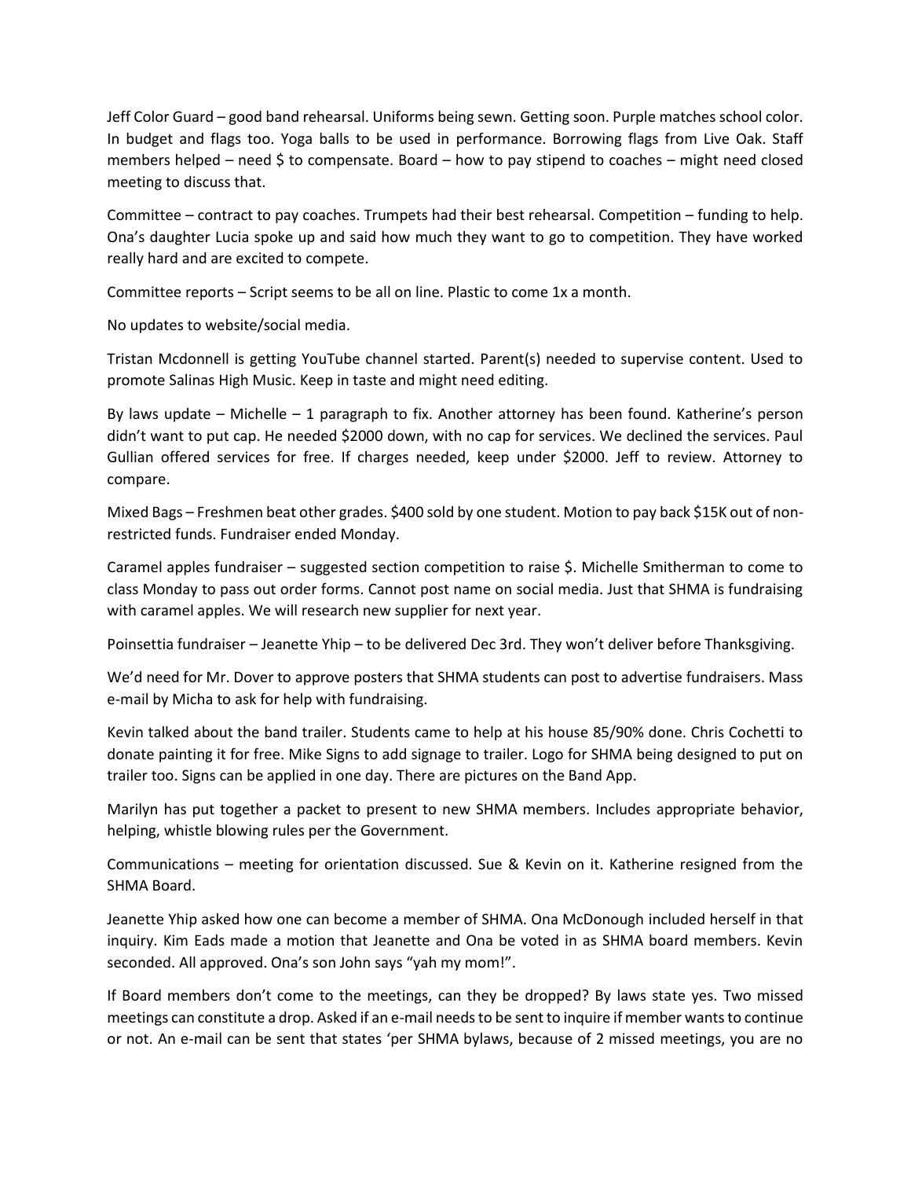Jeff Color Guard – good band rehearsal. Uniforms being sewn. Getting soon. Purple matches school color. In budget and flags too. Yoga balls to be used in performance. Borrowing flags from Live Oak. Staff members helped – need $ to compensate. Board – how to pay stipend to coaches – might need closed meeting to discuss that.

Committee – contract to pay coaches. Trumpets had their best rehearsal. Competition – funding to help. Ona's daughter Lucia spoke up and said how much they want to go to competition. They have worked really hard and are excited to compete.

Committee reports – Script seems to be all on line. Plastic to come 1x a month.

No updates to website/social media.

Tristan Mcdonnell is getting YouTube channel started. Parent(s) needed to supervise content. Used to promote Salinas High Music. Keep in taste and might need editing.

By laws update – Michelle – 1 paragraph to fix. Another attorney has been found. Katherine's person didn't want to put cap. He needed $2000 down, with no cap for services. We declined the services. Paul Gullian offered services for free. If charges needed, keep under $2000. Jeff to review. Attorney to compare.

Mixed Bags – Freshmen beat other grades. $400 sold by one student. Motion to pay back $15K out of non-restricted funds. Fundraiser ended Monday.

Caramel apples fundraiser – suggested section competition to raise $. Michelle Smitherman to come to class Monday to pass out order forms. Cannot post name on social media. Just that SHMA is fundraising with caramel apples. We will research new supplier for next year.

Poinsettia fundraiser – Jeanette Yhip – to be delivered Dec 3rd. They won't deliver before Thanksgiving.

We'd need for Mr. Dover to approve posters that SHMA students can post to advertise fundraisers. Mass e-mail by Micha to ask for help with fundraising.

Kevin talked about the band trailer. Students came to help at his house 85/90% done. Chris Cochetti to donate painting it for free. Mike Signs to add signage to trailer. Logo for SHMA being designed to put on trailer too. Signs can be applied in one day. There are pictures on the Band App.

Marilyn has put together a packet to present to new SHMA members. Includes appropriate behavior, helping, whistle blowing rules per the Government.

Communications – meeting for orientation discussed. Sue & Kevin on it. Katherine resigned from the SHMA Board.

Jeanette Yhip asked how one can become a member of SHMA. Ona McDonough included herself in that inquiry. Kim Eads made a motion that Jeanette and Ona be voted in as SHMA board members. Kevin seconded. All approved. Ona's son John says "yah my mom!".

If Board members don't come to the meetings, can they be dropped? By laws state yes. Two missed meetings can constitute a drop. Asked if an e-mail needs to be sent to inquire if member wants to continue or not. An e-mail can be sent that states 'per SHMA bylaws, because of 2 missed meetings, you are no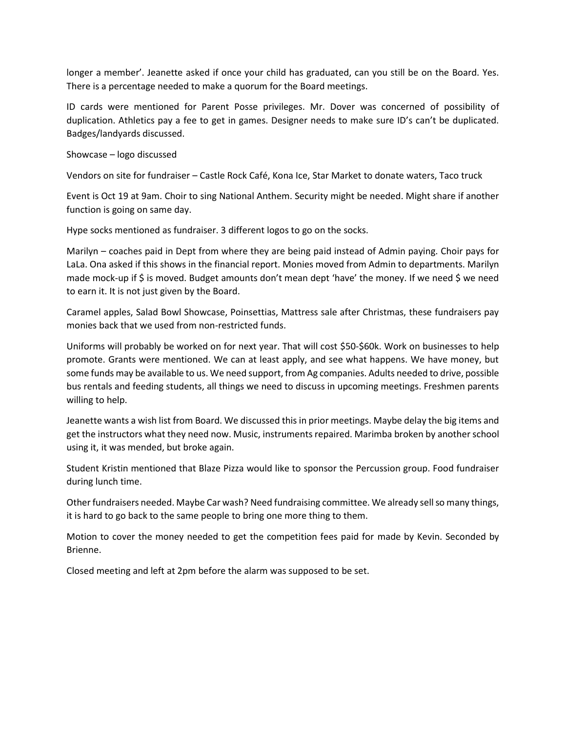longer a member'. Jeanette asked if once your child has graduated, can you still be on the Board. Yes. There is a percentage needed to make a quorum for the Board meetings.

ID cards were mentioned for Parent Posse privileges. Mr. Dover was concerned of possibility of duplication. Athletics pay a fee to get in games. Designer needs to make sure ID's can't be duplicated. Badges/landyards discussed.

Showcase – logo discussed

Vendors on site for fundraiser – Castle Rock Café, Kona Ice, Star Market to donate waters, Taco truck

Event is Oct 19 at 9am. Choir to sing National Anthem. Security might be needed. Might share if another function is going on same day.

Hype socks mentioned as fundraiser. 3 different logos to go on the socks.

Marilyn – coaches paid in Dept from where they are being paid instead of Admin paying. Choir pays for LaLa. Ona asked if this shows in the financial report. Monies moved from Admin to departments. Marilyn made mock-up if $ is moved. Budget amounts don't mean dept 'have' the money. If we need $ we need to earn it. It is not just given by the Board.

Caramel apples, Salad Bowl Showcase, Poinsettias, Mattress sale after Christmas, these fundraisers pay monies back that we used from non-restricted funds.

Uniforms will probably be worked on for next year. That will cost $50-$60k. Work on businesses to help promote. Grants were mentioned. We can at least apply, and see what happens. We have money, but some funds may be available to us. We need support, from Ag companies. Adults needed to drive, possible bus rentals and feeding students, all things we need to discuss in upcoming meetings. Freshmen parents willing to help.

Jeanette wants a wish list from Board. We discussed this in prior meetings. Maybe delay the big items and get the instructors what they need now. Music, instruments repaired. Marimba broken by another school using it, it was mended, but broke again.

Student Kristin mentioned that Blaze Pizza would like to sponsor the Percussion group. Food fundraiser during lunch time.

Other fundraisers needed. Maybe Car wash? Need fundraising committee. We already sell so many things, it is hard to go back to the same people to bring one more thing to them.

Motion to cover the money needed to get the competition fees paid for made by Kevin. Seconded by Brienne.

Closed meeting and left at 2pm before the alarm was supposed to be set.